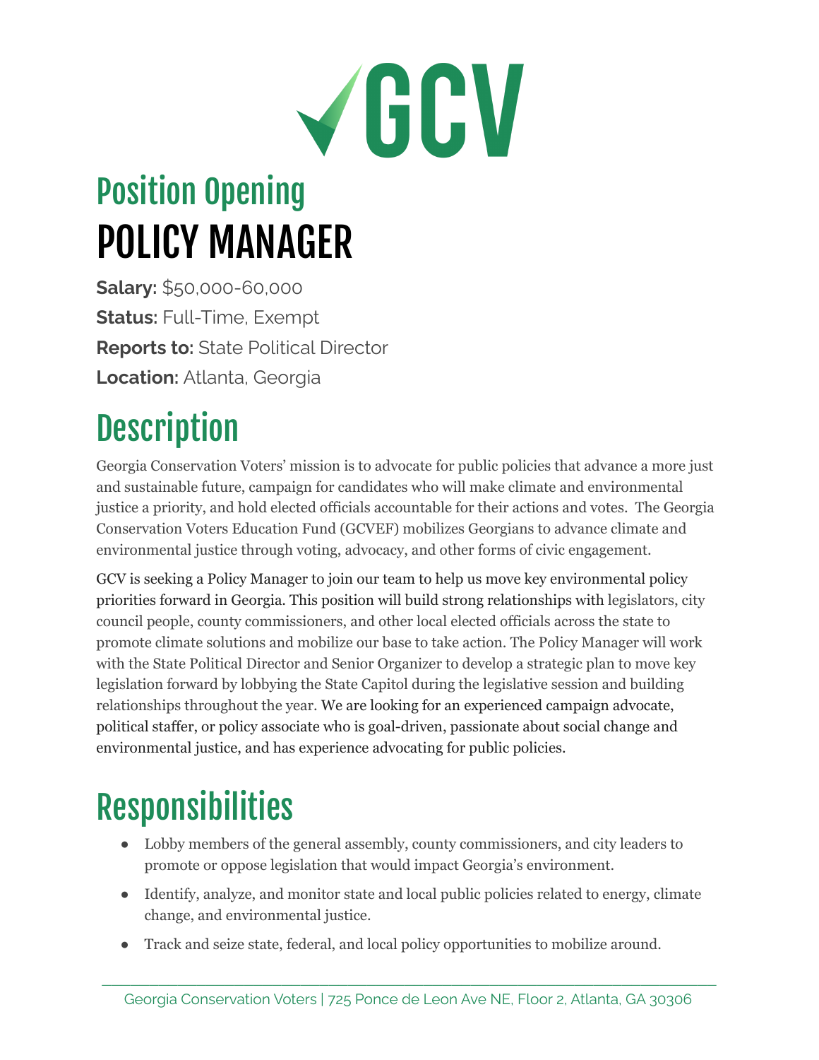# GCV

## Position Opening

# POLICY MANAGER

**Salary:** $50,000-60,000

**Status:** Full-Time, Exempt

**Reports to:** State Political Director

**Location:** Atlanta, Georgia

## Description

Georgia Conservation Voters' mission is to advocate for public policies that advance a more just and sustainable future, campaign for candidates who will make climate and environmental justice a priority, and hold elected officials accountable for their actions and votes. The Georgia Conservation Voters Education Fund (GCVEF) mobilizes Georgians to advance climate and environmental justice through voting, advocacy, and other forms of civic engagement.

GCV is seeking a Policy Manager to join our team to help us move key environmental policy priorities forward in Georgia. This position will build strong relationships with legislators, city council people, county commissioners, and other local elected officials across the state to promote climate solutions and mobilize our base to take action. The Policy Manager will work with the State Political Director and Senior Organizer to develop a strategic plan to move key legislation forward by lobbying the State Capitol during the legislative session and building relationships throughout the year. We are looking for an experienced campaign advocate, political staffer, or policy associate who is goal-driven, passionate about social change and environmental justice, and has experience advocating for public policies.

## Responsibilities

- Lobby members of the general assembly, county commissioners, and city leaders to promote or oppose legislation that would impact Georgia's environment.
- Identify, analyze, and monitor state and local public policies related to energy, climate change, and environmental justice.
- Track and seize state, federal, and local policy opportunities to mobilize around.

Georgia Conservation Voters | 725 Ponce de Leon Ave NE, Floor 2, Atlanta, GA 30306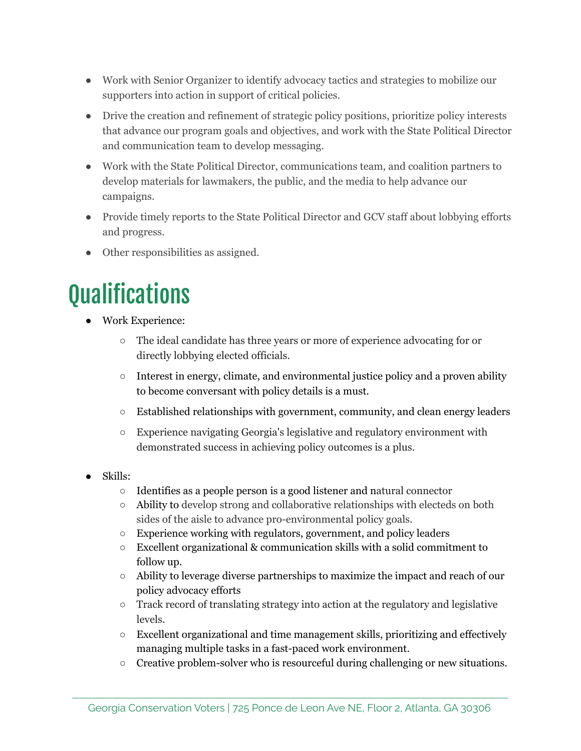- Work with Senior Organizer to identify advocacy tactics and strategies to mobilize our supporters into action in support of critical policies.
- Drive the creation and refinement of strategic policy positions, prioritize policy interests that advance our program goals and objectives, and work with the State Political Director and communication team to develop messaging.
- Work with the State Political Director, communications team, and coalition partners to develop materials for lawmakers, the public, and the media to help advance our campaigns.
- Provide timely reports to the State Political Director and GCV staff about lobbying efforts and progress.
- Other responsibilities as assigned.

# Qualifications

- Work Experience:
    - The ideal candidate has three years or more of experience advocating for or directly lobbying elected officials.
    - Interest in energy, climate, and environmental justice policy and a proven ability to become conversant with policy details is a must.
    - Established relationships with government, community, and clean energy leaders
    - Experience navigating Georgia's legislative and regulatory environment with demonstrated success in achieving policy outcomes is a plus.

- Skills:
    - Identifies as a people person is a good listener and natural connector
    - Ability to develop strong and collaborative relationships with electeds on both sides of the aisle to advance pro-environmental policy goals.
    - Experience working with regulators, government, and policy leaders
    - Excellent organizational & communication skills with a solid commitment to follow up.
    - Ability to leverage diverse partnerships to maximize the impact and reach of our policy advocacy efforts
    - Track record of translating strategy into action at the regulatory and legislative levels.
    - Excellent organizational and time management skills, prioritizing and effectively managing multiple tasks in a fast-paced work environment.
    - Creative problem-solver who is resourceful during challenging or new situations.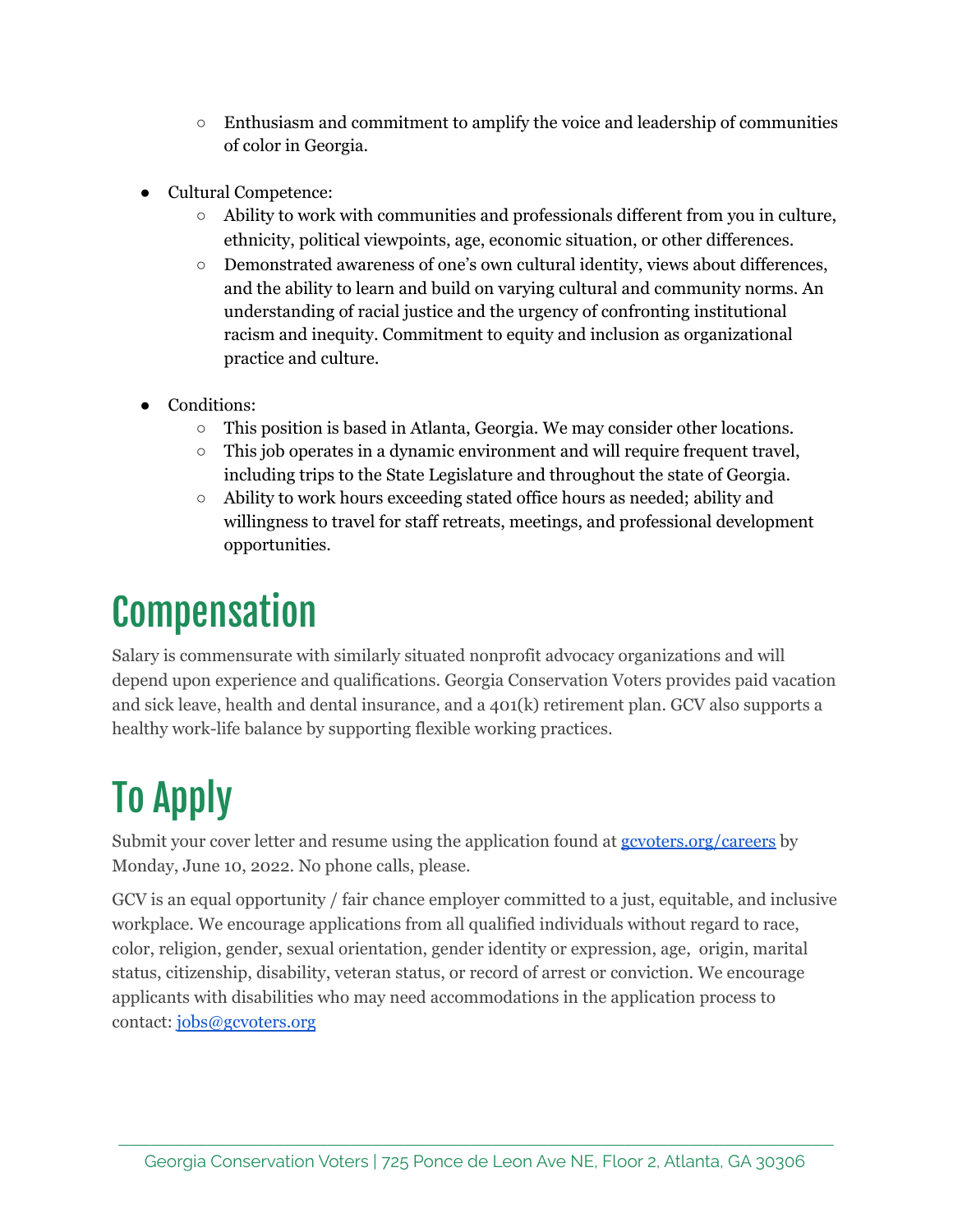- Enthusiasm and commitment to amplify the voice and leadership of communities of color in Georgia.

- Cultural Competence:
    - Ability to work with communities and professionals different from you in culture, ethnicity, political viewpoints, age, economic situation, or other differences.
    - Demonstrated awareness of one's own cultural identity, views about differences, and the ability to learn and build on varying cultural and community norms. An understanding of racial justice and the urgency of confronting institutional racism and inequity. Commitment to equity and inclusion as organizational practice and culture.

- Conditions:
    - This position is based in Atlanta, Georgia. We may consider other locations.
    - This job operates in a dynamic environment and will require frequent travel, including trips to the State Legislature and throughout the state of Georgia.
    - Ability to work hours exceeding stated office hours as needed; ability and willingness to travel for staff retreats, meetings, and professional development opportunities.

# Compensation

Salary is commensurate with similarly situated nonprofit advocacy organizations and will depend upon experience and qualifications. Georgia Conservation Voters provides paid vacation and sick leave, health and dental insurance, and a 401(k) retirement plan. GCV also supports a healthy work-life balance by supporting flexible working practices.

# To Apply

Submit your cover letter and resume using the application found at [gcvoters.org/careers](gcvoters.org/careers) by Monday, June 10, 2022. No phone calls, please.

GCV is an equal opportunity / fair chance employer committed to a just, equitable, and inclusive workplace. We encourage applications from all qualified individuals without regard to race, color, religion, gender, sexual orientation, gender identity or expression, age, origin, marital status, citizenship, disability, veteran status, or record of arrest or conviction. We encourage applicants with disabilities who may need accommodations in the application process to contact: [jobs@gcvoters.org](mailto:jobs@gcvoters.org)

Georgia Conservation Voters | 725 Ponce de Leon Ave NE, Floor 2, Atlanta, GA 30306